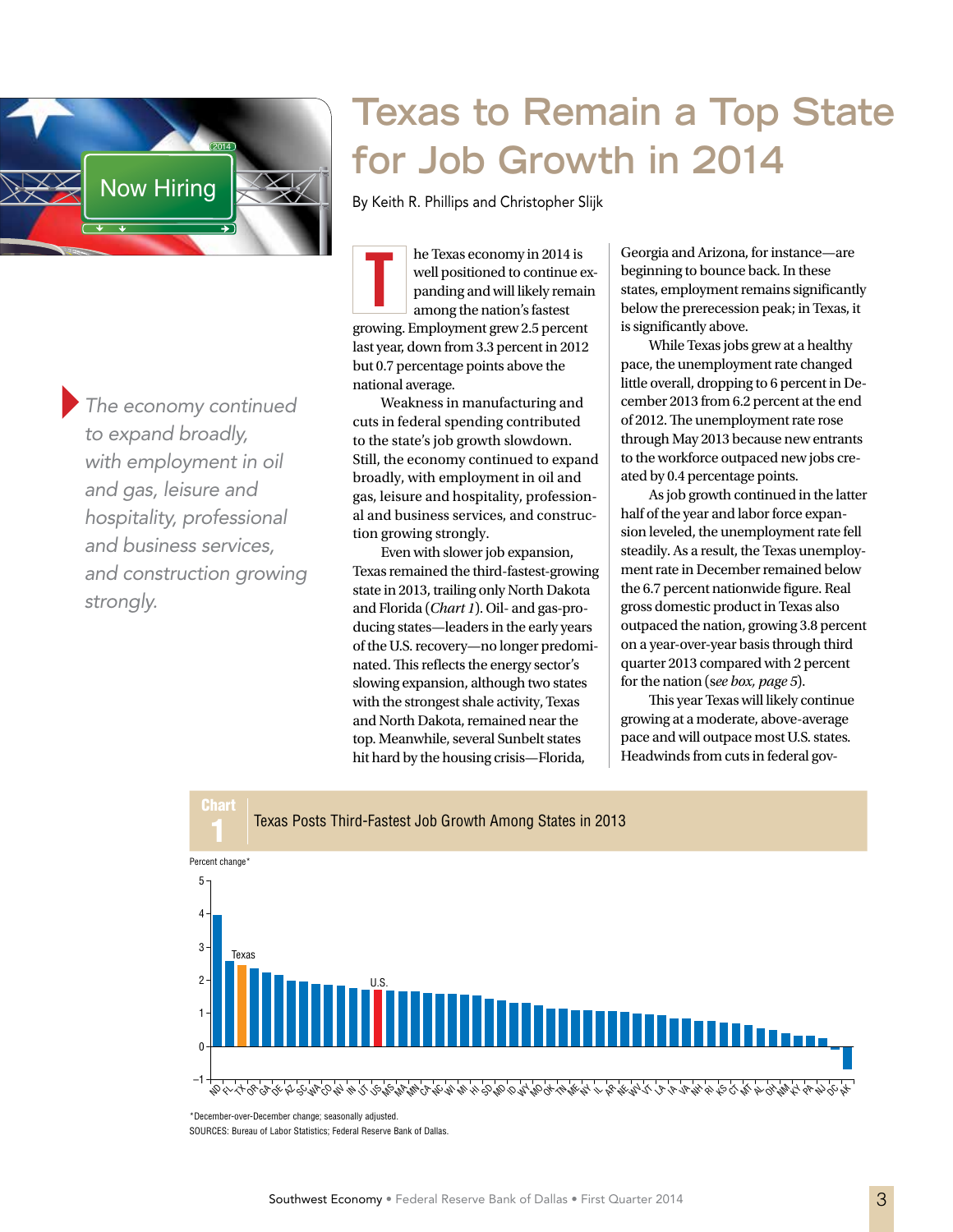# Texas to Remain a Top State for Job Growth in 2014

By Keith R. Phillips and Christopher Slijk

> *The economy continued to expand broadly, with employment in oil and gas, leisure and hospitality, professional and business services, and construction growing strongly.*

The Texas economy in 2014 is well positioned to continue expanding and will likely remain among the nation's fastest growing. Employment grew 2.5 percent last year, down from 3.3 percent in 2012 but 0.7 percentage points above the national average.

Weakness in manufacturing and cuts in federal spending contributed to the state's job growth slowdown. Still, the economy continued to expand broadly, with employment in oil and gas, leisure and hospitality, professional and business services, and construction growing strongly.

Even with slower job expansion, Texas remained the third-fastest-growing state in 2013, trailing only North Dakota and Florida (*Chart 1*). Oil- and gas-producing states—leaders in the early years of the U.S. recovery—no longer predominated. This reflects the energy sector's slowing expansion, although two states with the strongest shale activity, Texas and North Dakota, remained near the top. Meanwhile, several Sunbelt states hit hard by the housing crisis—Florida, Georgia and Arizona, for instance—are beginning to bounce back. In these states, employment remains significantly below the prerecession peak; in Texas, it is significantly above.

While Texas jobs grew at a healthy pace, the unemployment rate changed little overall, dropping to 6 percent in December 2013 from 6.2 percent at the end of 2012. The unemployment rate rose through May 2013 because new entrants to the workforce outpaced new jobs created by 0.4 percentage points.

As job growth continued in the latter half of the year and labor force expansion leveled, the unemployment rate fell steadily. As a result, the Texas unemployment rate in December remained below the 6.7 percent nationwide figure. Real gross domestic product in Texas also outpaced the nation, growing 3.8 percent on a year-over-year basis through third quarter 2013 compared with 2 percent for the nation (*see box, page 5*).

This year Texas will likely continue growing at a moderate, above-average pace and will outpace most U.S. states. Headwinds from cuts in federal gov-

**Chart 1**
**Texas Posts Third-Fastest Job Growth Among States in 2013**

Percent change*

*December-over-December change; seasonally adjusted.
SOURCES: Bureau of Labor Statistics; Federal Reserve Bank of Dallas.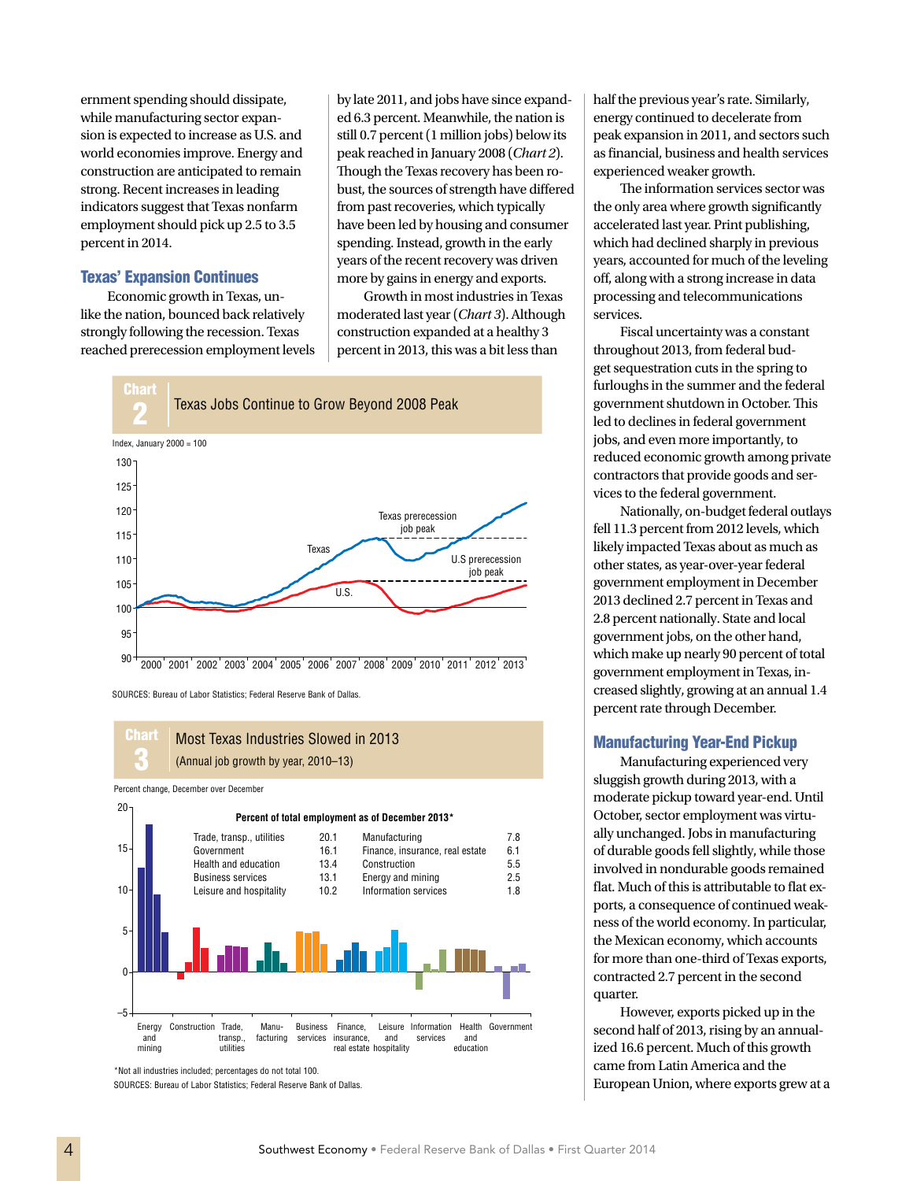ernment spending should dissipate, while manufacturing sector expansion is expected to increase as U.S. and world economies improve. Energy and construction are anticipated to remain strong. Recent increases in leading indicators suggest that Texas nonfarm employment should pick up 2.5 to 3.5 percent in 2014.

## Texas' Expansion Continues

Economic growth in Texas, unlike the nation, bounced back relatively strongly following the recession. Texas reached prerecession employment levels by late 2011, and jobs have since expanded 6.3 percent. Meanwhile, the nation is still 0.7 percent (1 million jobs) below its peak reached in January 2008 (*Chart 2*). Though the Texas recovery has been robust, the sources of strength have differed from past recoveries, which typically have been led by housing and consumer spending. Instead, growth in the early years of the recent recovery was driven more by gains in energy and exports.

Growth in most industries in Texas moderated last year (*Chart 3*). Although construction expanded at a healthy 3 percent in 2013, this was a bit less than half the previous year's rate. Similarly, energy continued to decelerate from peak expansion in 2011, and sectors such as financial, business and health services experienced weaker growth.

The information services sector was the only area where growth significantly accelerated last year. Print publishing, which had declined sharply in previous years, accounted for much of the leveling off, along with a strong increase in data processing and telecommunications services.

Fiscal uncertainty was a constant throughout 2013, from federal budget sequestration cuts in the spring to furloughs in the summer and the federal government shutdown in October. This led to declines in federal government jobs, and even more importantly, to reduced economic growth among private contractors that provide goods and services to the federal government.

Nationally, on-budget federal outlays fell 11.3 percent from 2012 levels, which likely impacted Texas about as much as other states, as year-over-year federal government employment in December 2013 declined 2.7 percent in Texas and 2.8 percent nationally. State and local government jobs, on the other hand, which make up nearly 90 percent of total government employment in Texas, increased slightly, growing at an annual 1.4 percent rate through December.

**Chart 2: Texas Jobs Continue to Grow Beyond 2008 Peak**

Index, January 2000 = 100

SOURCES: Bureau of Labor Statistics; Federal Reserve Bank of Dallas.

**Chart 3: Most Texas Industries Slowed in 2013**
(Annual job growth by year, 2010–13)

Percent change, December over December

Percent of total employment as of December 2013*

| Industry | % | Industry | % |
|---|---|---|---|
| Trade, transp., utilities | 20.1 | Manufacturing | 7.8 |
| Government | 16.1 | Finance, insurance, real estate | 6.1 |
| Health and education | 13.4 | Construction | 5.5 |
| Business services | 13.1 | Energy and mining | 2.5 |
| Leisure and hospitality | 10.2 | Information services | 1.8 |

*Not all industries included; percentages do not total 100.

SOURCES: Bureau of Labor Statistics; Federal Reserve Bank of Dallas.

## Manufacturing Year-End Pickup

Manufacturing experienced very sluggish growth during 2013, with a moderate pickup toward year-end. Until October, sector employment was virtually unchanged. Jobs in manufacturing of durable goods fell slightly, while those involved in nondurable goods remained flat. Much of this is attributable to flat exports, a consequence of continued weakness of the world economy. In particular, the Mexican economy, which accounts for more than one-third of Texas exports, contracted 2.7 percent in the second quarter.

However, exports picked up in the second half of 2013, rising by an annualized 16.6 percent. Much of this growth came from Latin America and the European Union, where exports grew at a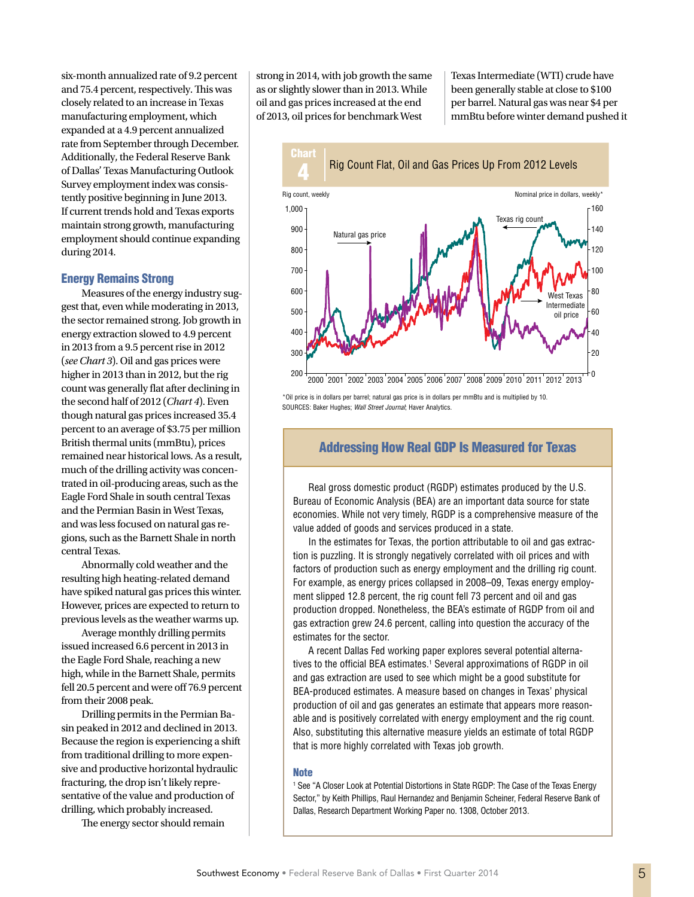six-month annualized rate of 9.2 percent and 75.4 percent, respectively. This was closely related to an increase in Texas manufacturing employment, which expanded at a 4.9 percent annualized rate from September through December. Additionally, the Federal Reserve Bank of Dallas' Texas Manufacturing Outlook Survey employment index was consistently positive beginning in June 2013. If current trends hold and Texas exports maintain strong growth, manufacturing employment should continue expanding during 2014.

## Energy Remains Strong

Measures of the energy industry suggest that, even while moderating in 2013, the sector remained strong. Job growth in energy extraction slowed to 4.9 percent in 2013 from a 9.5 percent rise in 2012 (*see Chart 3*). Oil and gas prices were higher in 2013 than in 2012, but the rig count was generally flat after declining in the second half of 2012 (*Chart 4*). Even though natural gas prices increased 35.4 percent to an average of $3.75 per million British thermal units (mmBtu), prices remained near historical lows. As a result, much of the drilling activity was concentrated in oil-producing areas, such as the Eagle Ford Shale in south central Texas and the Permian Basin in West Texas, and was less focused on natural gas regions, such as the Barnett Shale in north central Texas.

Abnormally cold weather and the resulting high heating-related demand have spiked natural gas prices this winter. However, prices are expected to return to previous levels as the weather warms up.

Average monthly drilling permits issued increased 6.6 percent in 2013 in the Eagle Ford Shale, reaching a new high, while in the Barnett Shale, permits fell 20.5 percent and were off 76.9 percent from their 2008 peak.

Drilling permits in the Permian Basin peaked in 2012 and declined in 2013. Because the region is experiencing a shift from traditional drilling to more expensive and productive horizontal hydraulic fracturing, the drop isn't likely representative of the value and production of drilling, which probably increased.

The energy sector should remain strong in 2014, with job growth the same as or slightly slower than in 2013. While oil and gas prices increased at the end of 2013, oil prices for benchmark West Texas Intermediate (WTI) crude have been generally stable at close to $100 per barrel. Natural gas was near $4 per mmBtu before winter demand pushed it

**Chart 4**
**Rig Count Flat, Oil and Gas Prices Up From 2012 Levels**

*Oil price is in dollars per barrel; natural gas price is in dollars per mmBtu and is multiplied by 10.
SOURCES: Baker Hughes; *Wall Street Journal*; Haver Analytics.

## Addressing How Real GDP Is Measured for Texas

Real gross domestic product (RGDP) estimates produced by the U.S. Bureau of Economic Analysis (BEA) are an important data source for state economies. While not very timely, RGDP is a comprehensive measure of the value added of goods and services produced in a state.

In the estimates for Texas, the portion attributable to oil and gas extraction is puzzling. It is strongly negatively correlated with oil prices and with factors of production such as energy employment and the drilling rig count. For example, as energy prices collapsed in 2008–09, Texas energy employment slipped 12.8 percent, the rig count fell 73 percent and oil and gas production dropped. Nonetheless, the BEA's estimate of RGDP from oil and gas extraction grew 24.6 percent, calling into question the accuracy of the estimates for the sector.

A recent Dallas Fed working paper explores several potential alternatives to the official BEA estimates.[1] Several approximations of RGDP in oil and gas extraction are used to see which might be a good substitute for BEA-produced estimates. A measure based on changes in Texas' physical production of oil and gas generates an estimate that appears more reasonable and is positively correlated with energy employment and the rig count. Also, substituting this alternative measure yields an estimate of total RGDP that is more highly correlated with Texas job growth.

### Note

[1] See "A Closer Look at Potential Distortions in State RGDP: The Case of the Texas Energy Sector," by Keith Phillips, Raul Hernandez and Benjamin Scheiner, Federal Reserve Bank of Dallas, Research Department Working Paper no. 1308, October 2013.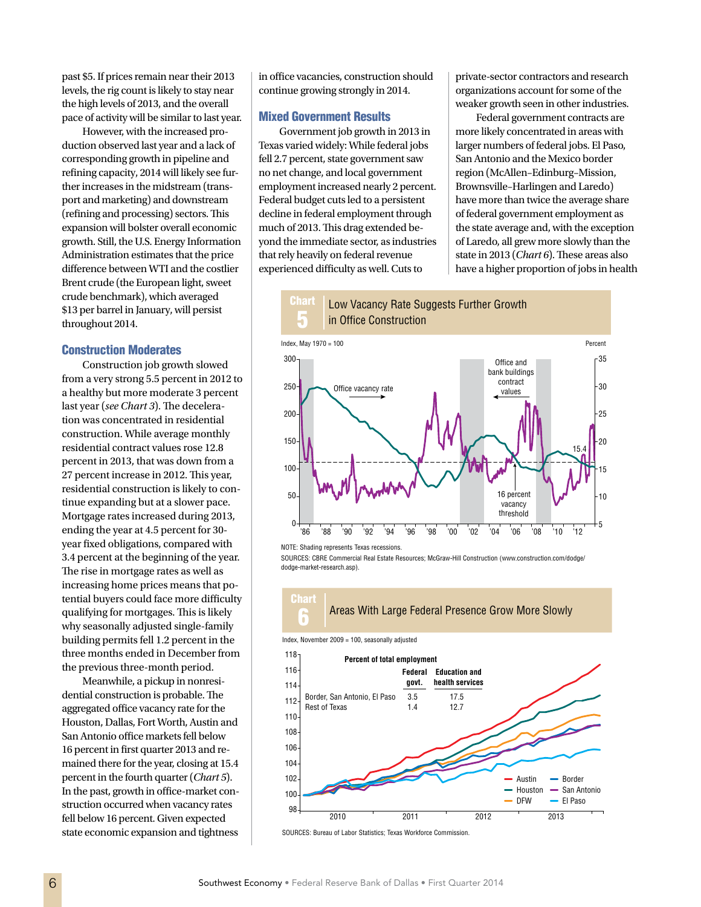past $5. If prices remain near their 2013 levels, the rig count is likely to stay near the high levels of 2013, and the overall pace of activity will be similar to last year.

However, with the increased production observed last year and a lack of corresponding growth in pipeline and refining capacity, 2014 will likely see further increases in the midstream (transport and marketing) and downstream (refining and processing) sectors. This expansion will bolster overall economic growth. Still, the U.S. Energy Information Administration estimates that the price difference between WTI and the costlier Brent crude (the European light, sweet crude benchmark), which averaged $13 per barrel in January, will persist throughout 2014.

## Construction Moderates

Construction job growth slowed from a very strong 5.5 percent in 2012 to a healthy but more moderate 3 percent last year (*see Chart 3*). The deceleration was concentrated in residential construction. While average monthly residential contract values rose 12.8 percent in 2013, that was down from a 27 percent increase in 2012. This year, residential construction is likely to continue expanding but at a slower pace. Mortgage rates increased during 2013, ending the year at 4.5 percent for 30-year fixed obligations, compared with 3.4 percent at the beginning of the year. The rise in mortgage rates as well as increasing home prices means that potential buyers could face more difficulty qualifying for mortgages. This is likely why seasonally adjusted single-family building permits fell 1.2 percent in the three months ended in December from the previous three-month period.

Meanwhile, a pickup in nonresidential construction is probable. The aggregated office vacancy rate for the Houston, Dallas, Fort Worth, Austin and San Antonio office markets fell below 16 percent in first quarter 2013 and remained there for the year, closing at 15.4 percent in the fourth quarter (*Chart 5*). In the past, growth in office-market construction occurred when vacancy rates fell below 16 percent. Given expected state economic expansion and tightness in office vacancies, construction should continue growing strongly in 2014.

## Mixed Government Results

Government job growth in 2013 in Texas varied widely: While federal jobs fell 2.7 percent, state government saw no net change, and local government employment increased nearly 2 percent. Federal budget cuts led to a persistent decline in federal employment through much of 2013. This drag extended beyond the immediate sector, as industries that rely heavily on federal revenue experienced difficulty as well. Cuts to private-sector contractors and research organizations account for some of the weaker growth seen in other industries.

Federal government contracts are more likely concentrated in areas with larger numbers of federal jobs. El Paso, San Antonio and the Mexico border region (McAllen–Edinburg–Mission, Brownsville–Harlingen and Laredo) have more than twice the average share of federal government employment as the state average and, with the exception of Laredo, all grew more slowly than the state in 2013 (*Chart 6*). These areas also have a higher proportion of jobs in health

**Chart 5: Low Vacancy Rate Suggests Further Growth in Office Construction**

NOTE: Shading represents Texas recessions.

SOURCES: CBRE Commercial Real Estate Resources; McGraw-Hill Construction (www.construction.com/dodge/dodge-market-research.asp).

**Chart 6: Areas With Large Federal Presence Grow More Slowly**

Index, November 2009 = 100, seasonally adjusted

Percent of total employment

| | Federal govt. | Education and health services |
|---|---|---|
| Border, San Antonio, El Paso | 3.5 | 17.5 |
| Rest of Texas | 1.4 | 12.7 |

SOURCES: Bureau of Labor Statistics; Texas Workforce Commission.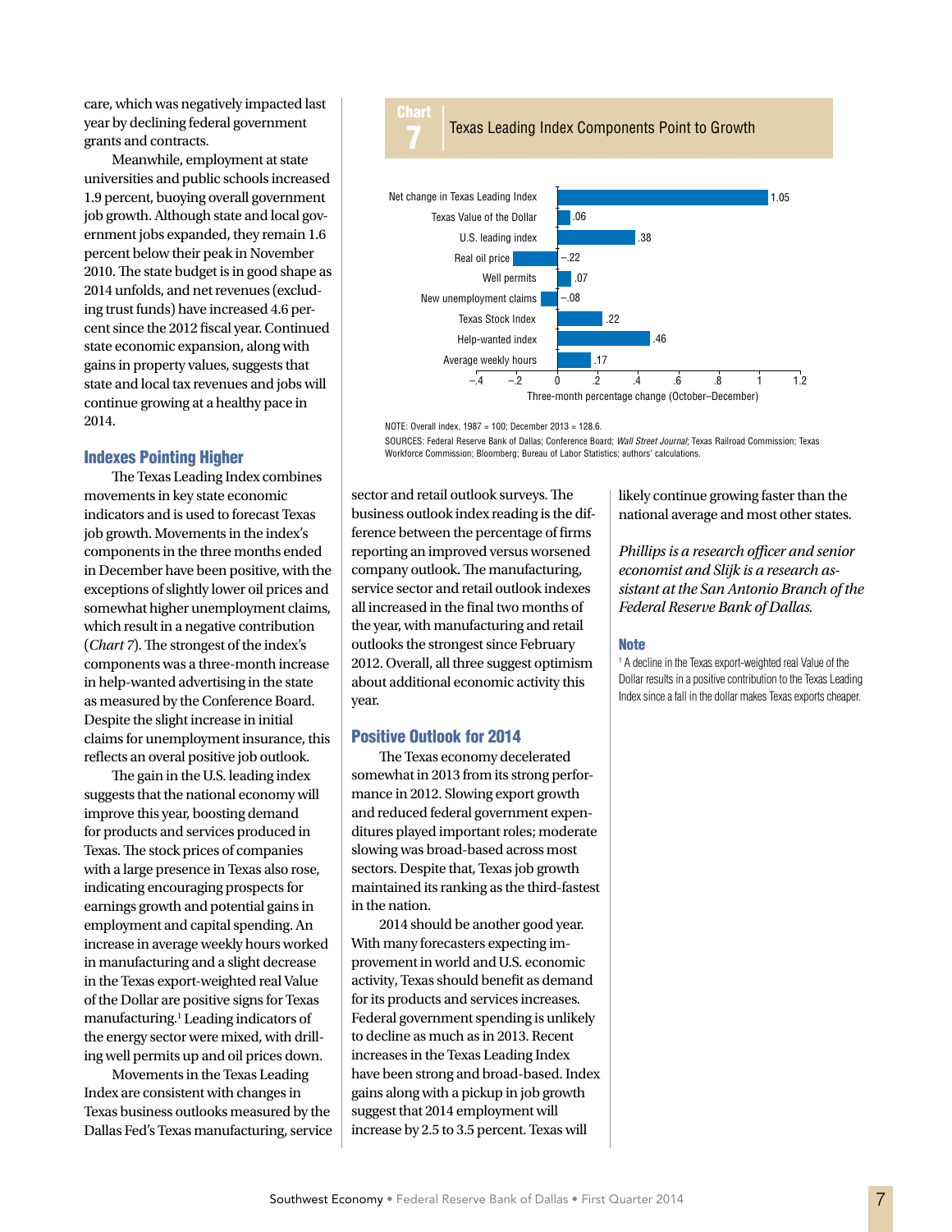care, which was negatively impacted last year by declining federal government grants and contracts.

Meanwhile, employment at state universities and public schools increased 1.9 percent, buoying overall government job growth. Although state and local government jobs expanded, they remain 1.6 percent below their peak in November 2010. The state budget is in good shape as 2014 unfolds, and net revenues (excluding trust funds) have increased 4.6 percent since the 2012 fiscal year. Continued state economic expansion, along with gains in property values, suggests that state and local tax revenues and jobs will continue growing at a healthy pace in 2014.

## Indexes Pointing Higher

The Texas Leading Index combines movements in key state economic indicators and is used to forecast Texas job growth. Movements in the index's components in the three months ended in December have been positive, with the exceptions of slightly lower oil prices and somewhat higher unemployment claims, which result in a negative contribution (*Chart 7*). The strongest of the index's components was a three-month increase in help-wanted advertising in the state as measured by the Conference Board. Despite the slight increase in initial claims for unemployment insurance, this reflects an overal positive job outlook.

The gain in the U.S. leading index suggests that the national economy will improve this year, boosting demand for products and services produced in Texas. The stock prices of companies with a large presence in Texas also rose, indicating encouraging prospects for earnings growth and potential gains in employment and capital spending. An increase in average weekly hours worked in manufacturing and a slight decrease in the Texas export-weighted real Value of the Dollar are positive signs for Texas manufacturing.[1] Leading indicators of the energy sector were mixed, with drilling well permits up and oil prices down.

Movements in the Texas Leading Index are consistent with changes in Texas business outlooks measured by the Dallas Fed's Texas manufacturing, service sector and retail outlook surveys. The business outlook index reading is the difference between the percentage of firms reporting an improved versus worsened company outlook. The manufacturing, service sector and retail outlook indexes all increased in the final two months of the year, with manufacturing and retail outlooks the strongest since February 2012. Overall, all three suggest optimism about additional economic activity this year.

**Chart 7** Texas Leading Index Components Point to Growth

Net change in Texas Leading Index 1.05
Texas Value of the Dollar .06
U.S. leading index .38
Real oil price –.22
Well permits .07
New unemployment claims –.08
Texas Stock Index .22
Help-wanted index .46
Average weekly hours .17

–.4 –.2 0 .2 .4 .6 .8 1 1.2
Three-month percentage change (October–December)

NOTE: Overall index, 1987 = 100; December 2013 = 128.6.
SOURCES: Federal Reserve Bank of Dallas; Conference Board; *Wall Street Journal*; Texas Railroad Commission; Texas Workforce Commission; Bloomberg; Bureau of Labor Statistics; authors' calculations.

## Positive Outlook for 2014

The Texas economy decelerated somewhat in 2013 from its strong performance in 2012. Slowing export growth and reduced federal government expenditures played important roles; moderate slowing was broad-based across most sectors. Despite that, Texas job growth maintained its ranking as the third-fastest in the nation.

2014 should be another good year. With many forecasters expecting improvement in world and U.S. economic activity, Texas should benefit as demand for its products and services increases. Federal government spending is unlikely to decline as much as in 2013. Recent increases in the Texas Leading Index have been strong and broad-based. Index gains along with a pickup in job growth suggest that 2014 employment will increase by 2.5 to 3.5 percent. Texas will likely continue growing faster than the national average and most other states.

*Phillips is a research officer and senior economist and Slijk is a research assistant at the San Antonio Branch of the Federal Reserve Bank of Dallas.*

## Note

[1] A decline in the Texas export-weighted real Value of the Dollar results in a positive contribution to the Texas Leading Index since a fall in the dollar makes Texas exports cheaper.